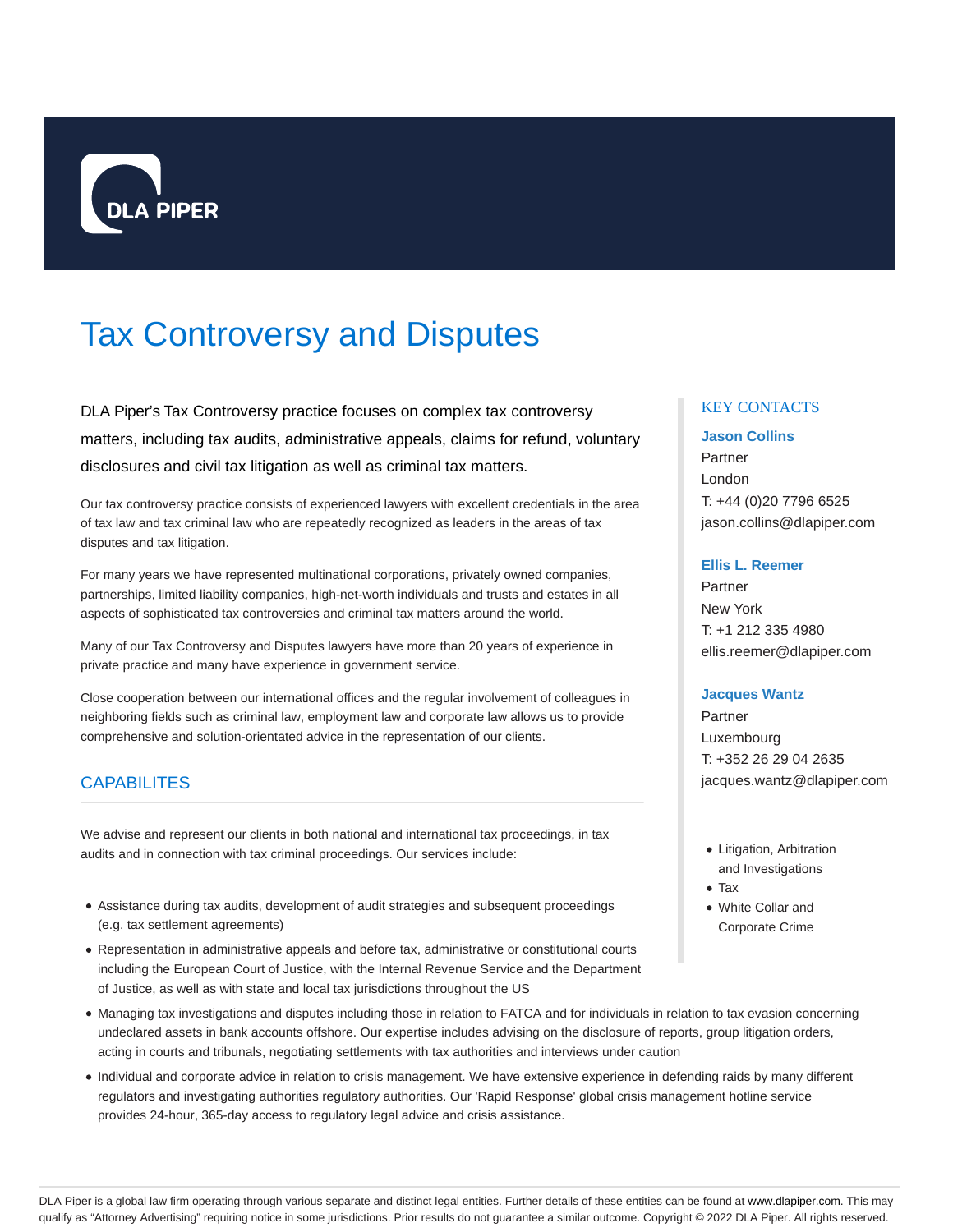DLA PIPER

# Tax Controversy and Disputes

DLA Piper's Tax Controversy practice focuses on complex tax controversy matters, including tax audits, administrative appeals, claims for refund, voluntary disclosures and civil tax litigation as well as criminal tax matters.

Our tax controversy practice consists of experienced lawyers with excellent credentials in the area of tax law and tax criminal law who are repeatedly recognized as leaders in the areas of tax disputes and tax litigation.

For many years we have represented multinational corporations, privately owned companies, partnerships, limited liability companies, high-net-worth individuals and trusts and estates in all aspects of sophisticated tax controversies and criminal tax matters around the world.

Many of our Tax Controversy and Disputes lawyers have more than 20 years of experience in private practice and many have experience in government service.

Close cooperation between our international offices and the regular involvement of colleagues in neighboring fields such as criminal law, employment law and corporate law allows us to provide comprehensive and solution-orientated advice in the representation of our clients.

## CAPABILITES

We advise and represent our clients in both national and international tax proceedings, in tax audits and in connection with tax criminal proceedings. Our services include:

- Assistance during tax audits, development of audit strategies and subsequent proceedings (e.g. tax settlement agreements)
- Representation in administrative appeals and before tax, administrative or constitutional courts including the European Court of Justice, with the Internal Revenue Service and the Department of Justice, as well as with state and local tax jurisdictions throughout the US
- Managing tax investigations and disputes including those in relation to FATCA and for individuals in relation to tax evasion concerning undeclared assets in bank accounts offshore. Our expertise includes advising on the disclosure of reports, group litigation orders, acting in courts and tribunals, negotiating settlements with tax authorities and interviews under caution
- Individual and corporate advice in relation to crisis management. We have extensive experience in defending raids by many different regulators and investigating authorities regulatory authorities. Our 'Rapid Response' global crisis management hotline service provides 24-hour, 365-day access to regulatory legal advice and crisis assistance.

### KEY CONTACTS

**Jason Collins**
Partner
London
T: +44 (0)20 7796 6525
jason.collins@dlapiper.com

**Ellis L. Reemer**
Partner
New York
T: +1 212 335 4980
ellis.reemer@dlapiper.com

**Jacques Wantz**
Partner
Luxembourg
T: +352 26 29 04 2635
jacques.wantz@dlapiper.com

- Litigation, Arbitration and Investigations
- Tax
- White Collar and Corporate Crime

DLA Piper is a global law firm operating through various separate and distinct legal entities. Further details of these entities can be found at www.dlapiper.com. This may qualify as "Attorney Advertising" requiring notice in some jurisdictions. Prior results do not guarantee a similar outcome. Copyright © 2022 DLA Piper. All rights reserved.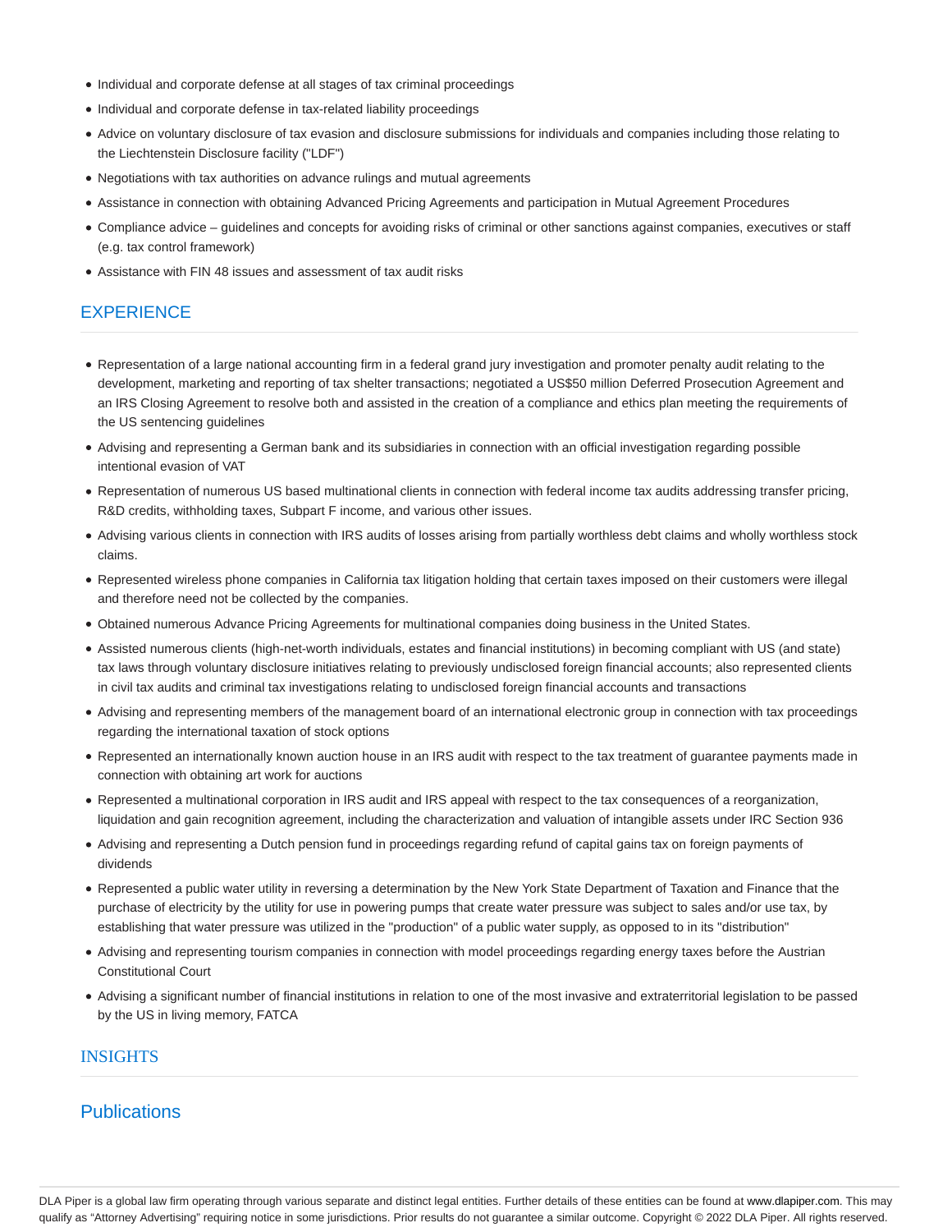- Individual and corporate defense at all stages of tax criminal proceedings
- Individual and corporate defense in tax-related liability proceedings
- Advice on voluntary disclosure of tax evasion and disclosure submissions for individuals and companies including those relating to the Liechtenstein Disclosure facility ("LDF")
- Negotiations with tax authorities on advance rulings and mutual agreements
- Assistance in connection with obtaining Advanced Pricing Agreements and participation in Mutual Agreement Procedures
- Compliance advice – guidelines and concepts for avoiding risks of criminal or other sanctions against companies, executives or staff (e.g. tax control framework)
- Assistance with FIN 48 issues and assessment of tax audit risks

## EXPERIENCE

- Representation of a large national accounting firm in a federal grand jury investigation and promoter penalty audit relating to the development, marketing and reporting of tax shelter transactions; negotiated a US$50 million Deferred Prosecution Agreement and an IRS Closing Agreement to resolve both and assisted in the creation of a compliance and ethics plan meeting the requirements of the US sentencing guidelines
- Advising and representing a German bank and its subsidiaries in connection with an official investigation regarding possible intentional evasion of VAT
- Representation of numerous US based multinational clients in connection with federal income tax audits addressing transfer pricing, R&D credits, withholding taxes, Subpart F income, and various other issues.
- Advising various clients in connection with IRS audits of losses arising from partially worthless debt claims and wholly worthless stock claims.
- Represented wireless phone companies in California tax litigation holding that certain taxes imposed on their customers were illegal and therefore need not be collected by the companies.
- Obtained numerous Advance Pricing Agreements for multinational companies doing business in the United States.
- Assisted numerous clients (high-net-worth individuals, estates and financial institutions) in becoming compliant with US (and state) tax laws through voluntary disclosure initiatives relating to previously undisclosed foreign financial accounts; also represented clients in civil tax audits and criminal tax investigations relating to undisclosed foreign financial accounts and transactions
- Advising and representing members of the management board of an international electronic group in connection with tax proceedings regarding the international taxation of stock options
- Represented an internationally known auction house in an IRS audit with respect to the tax treatment of guarantee payments made in connection with obtaining art work for auctions
- Represented a multinational corporation in IRS audit and IRS appeal with respect to the tax consequences of a reorganization, liquidation and gain recognition agreement, including the characterization and valuation of intangible assets under IRC Section 936
- Advising and representing a Dutch pension fund in proceedings regarding refund of capital gains tax on foreign payments of dividends
- Represented a public water utility in reversing a determination by the New York State Department of Taxation and Finance that the purchase of electricity by the utility for use in powering pumps that create water pressure was subject to sales and/or use tax, by establishing that water pressure was utilized in the "production" of a public water supply, as opposed to in its "distribution"
- Advising and representing tourism companies in connection with model proceedings regarding energy taxes before the Austrian Constitutional Court
- Advising a significant number of financial institutions in relation to one of the most invasive and extraterritorial legislation to be passed by the US in living memory, FATCA

## INSIGHTS

## Publications

DLA Piper is a global law firm operating through various separate and distinct legal entities. Further details of these entities can be found at www.dlapiper.com. This may qualify as "Attorney Advertising" requiring notice in some jurisdictions. Prior results do not guarantee a similar outcome. Copyright © 2022 DLA Piper. All rights reserved.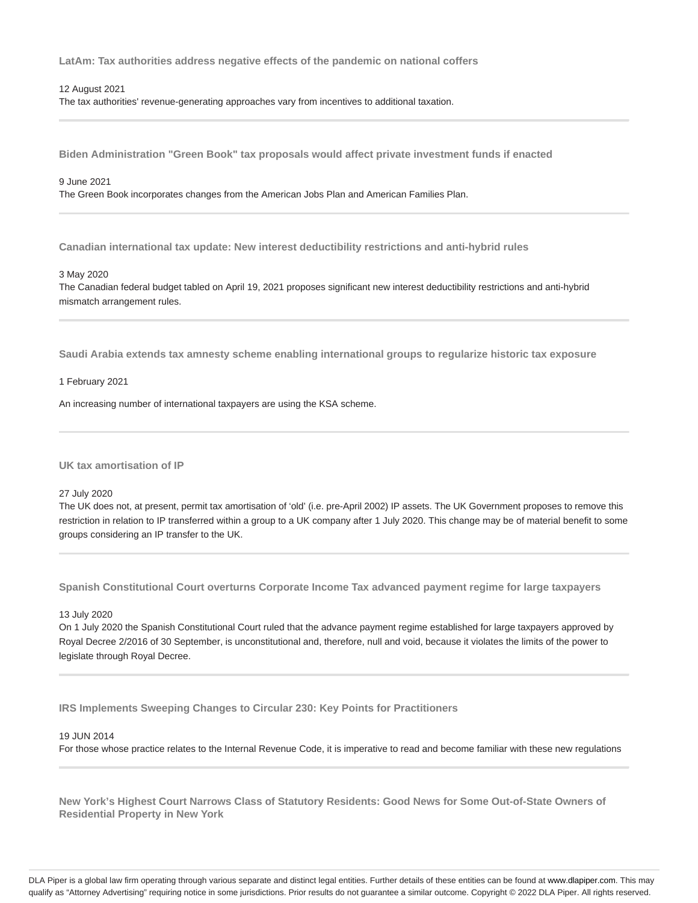### LatAm: Tax authorities address negative effects of the pandemic on national coffers

12 August 2021

The tax authorities' revenue-generating approaches vary from incentives to additional taxation.

---

### Biden Administration "Green Book" tax proposals would affect private investment funds if enacted

9 June 2021

The Green Book incorporates changes from the American Jobs Plan and American Families Plan.

---

### Canadian international tax update: New interest deductibility restrictions and anti-hybrid rules

3 May 2020

The Canadian federal budget tabled on April 19, 2021 proposes significant new interest deductibility restrictions and anti-hybrid mismatch arrangement rules.

---

### Saudi Arabia extends tax amnesty scheme enabling international groups to regularize historic tax exposure

1 February 2021

An increasing number of international taxpayers are using the KSA scheme.

---

### UK tax amortisation of IP

27 July 2020

The UK does not, at present, permit tax amortisation of 'old' (i.e. pre-April 2002) IP assets. The UK Government proposes to remove this restriction in relation to IP transferred within a group to a UK company after 1 July 2020. This change may be of material benefit to some groups considering an IP transfer to the UK.

---

### Spanish Constitutional Court overturns Corporate Income Tax advanced payment regime for large taxpayers

13 July 2020

On 1 July 2020 the Spanish Constitutional Court ruled that the advance payment regime established for large taxpayers approved by Royal Decree 2/2016 of 30 September, is unconstitutional and, therefore, null and void, because it violates the limits of the power to legislate through Royal Decree.

---

### IRS Implements Sweeping Changes to Circular 230: Key Points for Practitioners

19 JUN 2014

For those whose practice relates to the Internal Revenue Code, it is imperative to read and become familiar with these new regulations

---

### New York's Highest Court Narrows Class of Statutory Residents: Good News for Some Out-of-State Owners of Residential Property in New York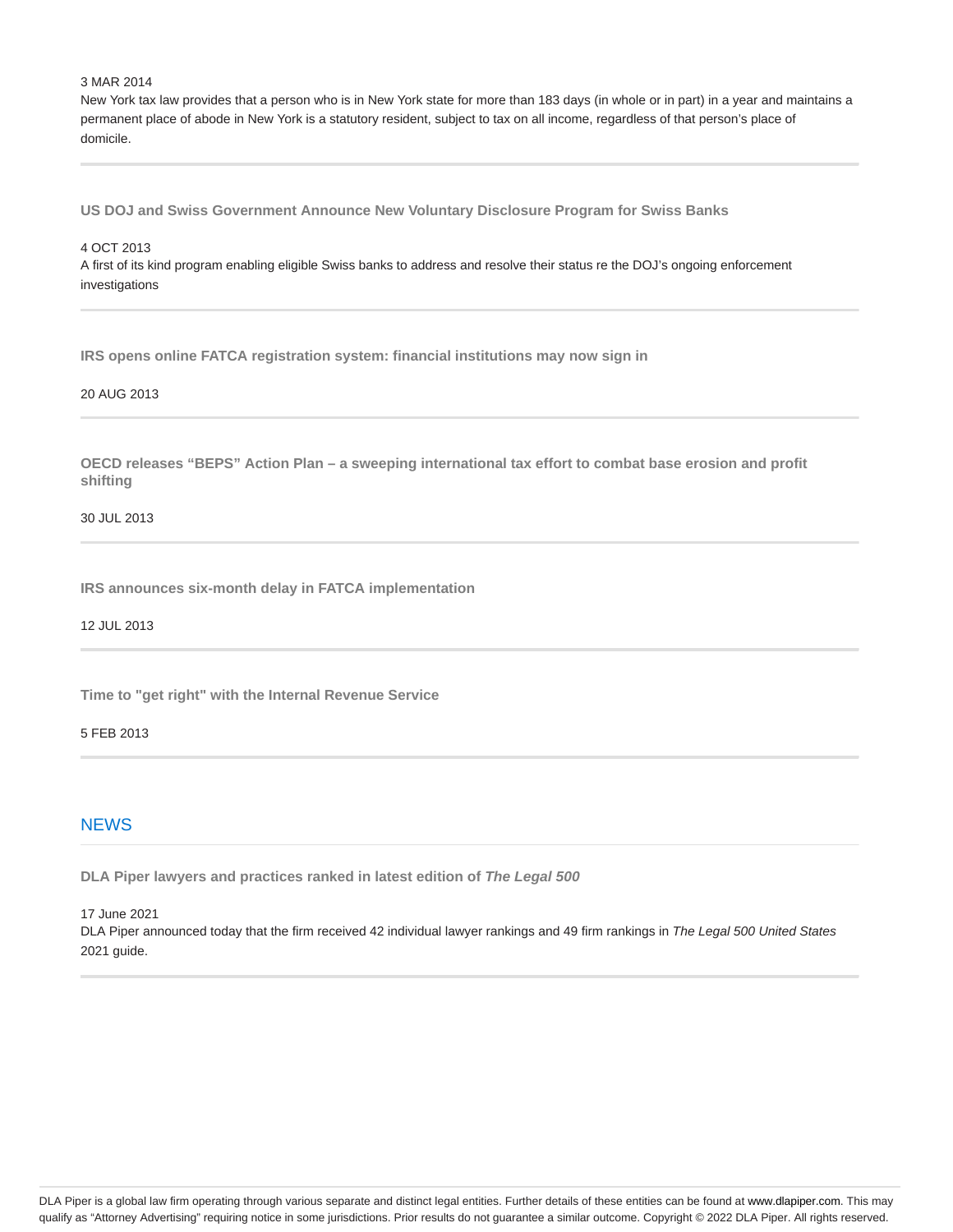3 MAR 2014

New York tax law provides that a person who is in New York state for more than 183 days (in whole or in part) in a year and maintains a permanent place of abode in New York is a statutory resident, subject to tax on all income, regardless of that person's place of domicile.

---

**US DOJ and Swiss Government Announce New Voluntary Disclosure Program for Swiss Banks**

4 OCT 2013

A first of its kind program enabling eligible Swiss banks to address and resolve their status re the DOJ's ongoing enforcement investigations

---

**IRS opens online FATCA registration system: financial institutions may now sign in**

20 AUG 2013

---

**OECD releases "BEPS" Action Plan – a sweeping international tax effort to combat base erosion and profit shifting**

30 JUL 2013

---

**IRS announces six-month delay in FATCA implementation**

12 JUL 2013

---

**Time to "get right" with the Internal Revenue Service**

5 FEB 2013

---

## NEWS

**DLA Piper lawyers and practices ranked in latest edition of *The Legal 500***

17 June 2021

DLA Piper announced today that the firm received 42 individual lawyer rankings and 49 firm rankings in *The Legal 500 United States* 2021 guide.

---

DLA Piper is a global law firm operating through various separate and distinct legal entities. Further details of these entities can be found at www.dlapiper.com. This may qualify as "Attorney Advertising" requiring notice in some jurisdictions. Prior results do not guarantee a similar outcome. Copyright © 2022 DLA Piper. All rights reserved.